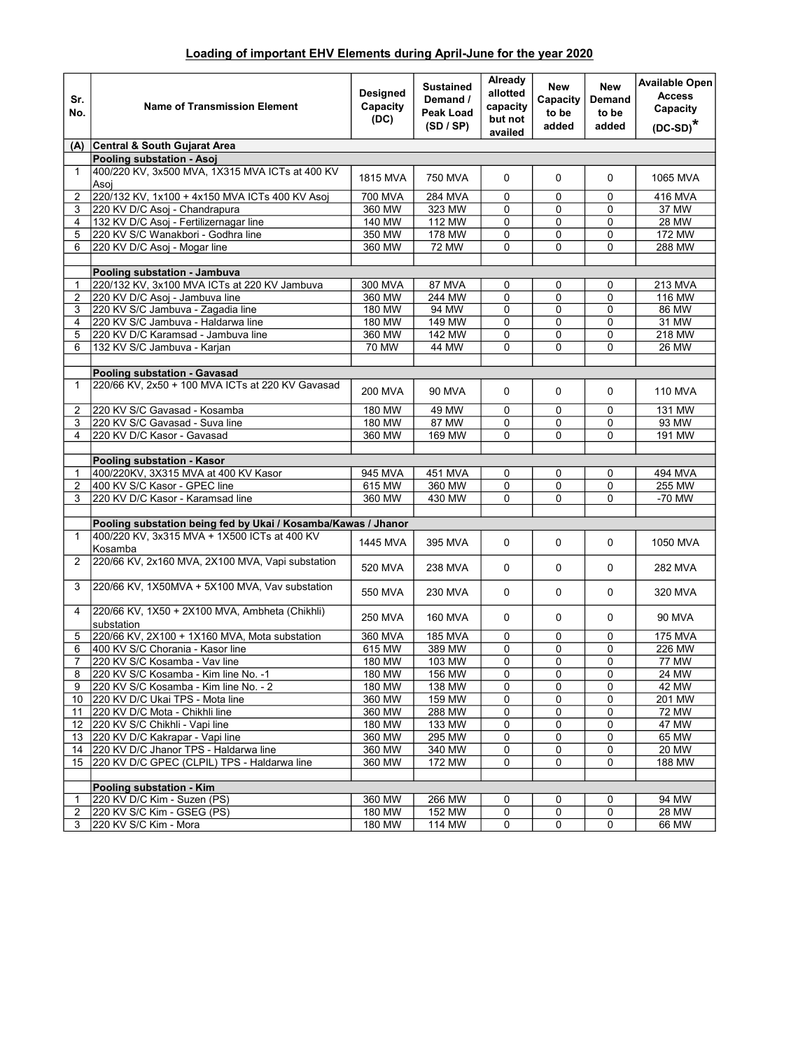## Loading of important EHV Elements during April-June for the year 2020

| Sr. No. | Name of Transmission Element | Designed Capacity (DC) | Sustained Demand / Peak Load (SD / SP) | Already allotted capacity but not availed | New Capacity to be added | New Demand to be added | Available Open Access Capacity (DC-SD)* |
|---|---|---|---|---|---|---|---|
| **(A)** | **Central & South Gujarat Area** | | | | | | |
| | **Pooling substation - Asoj** | | | | | | |
| 1 | 400/220 KV, 3x500 MVA, 1X315 MVA ICTs at 400 KV Asoj | 1815 MVA | 750 MVA | 0 | 0 | 0 | 1065 MVA |
| 2 | 220/132 KV, 1x100 + 4x150 MVA ICTs 400 KV Asoj | 700 MVA | 284 MVA | 0 | 0 | 0 | 416 MVA |
| 3 | 220 KV D/C Asoj - Chandrapura | 360 MW | 323 MW | 0 | 0 | 0 | 37 MW |
| 4 | 132 KV D/C Asoj - Fertilizernagar line | 140 MW | 112 MW | 0 | 0 | 0 | 28 MW |
| 5 | 220 KV S/C Wanakbori - Godhra line | 350 MW | 178 MW | 0 | 0 | 0 | 172 MW |
| 6 | 220 KV D/C Asoj - Mogar line | 360 MW | 72 MW | 0 | 0 | 0 | 288 MW |
| | | | | | | | |
| | **Pooling substation - Jambuva** | | | | | | |
| 1 | 220/132 KV, 3x100 MVA ICTs at 220 KV Jambuva | 300 MVA | 87 MVA | 0 | 0 | 0 | 213 MVA |
| 2 | 220 KV D/C Asoj - Jambuva line | 360 MW | 244 MW | 0 | 0 | 0 | 116 MW |
| 3 | 220 KV S/C Jambuva - Zagadia line | 180 MW | 94 MW | 0 | 0 | 0 | 86 MW |
| 4 | 220 KV S/C Jambuva - Haldarwa line | 180 MW | 149 MW | 0 | 0 | 0 | 31 MW |
| 5 | 220 KV D/C Karamsad - Jambuva line | 360 MW | 142 MW | 0 | 0 | 0 | 218 MW |
| 6 | 132 KV S/C Jambuva - Karjan | 70 MW | 44 MW | 0 | 0 | 0 | 26 MW |
| | | | | | | | |
| | **Pooling substation - Gavasad** | | | | | | |
| 1 | 220/66 KV, 2x50 + 100 MVA ICTs at 220 KV Gavasad | 200 MVA | 90 MVA | 0 | 0 | 0 | 110 MVA |
| 2 | 220 KV S/C Gavasad - Kosamba | 180 MW | 49 MW | 0 | 0 | 0 | 131 MW |
| 3 | 220 KV S/C Gavasad - Suva line | 180 MW | 87 MW | 0 | 0 | 0 | 93 MW |
| 4 | 220 KV D/C Kasor - Gavasad | 360 MW | 169 MW | 0 | 0 | 0 | 191 MW |
| | | | | | | | |
| | **Pooling substation - Kasor** | | | | | | |
| 1 | 400/220KV, 3X315 MVA at 400 KV Kasor | 945 MVA | 451 MVA | 0 | 0 | 0 | 494 MVA |
| 2 | 400 KV S/C Kasor - GPEC line | 615 MW | 360 MW | 0 | 0 | 0 | 255 MW |
| 3 | 220 KV D/C Kasor - Karamsad line | 360 MW | 430 MW | 0 | 0 | 0 | -70 MW |
| | | | | | | | |
| | **Pooling substation being fed by Ukai / Kosamba/Kawas / Jhanor** | | | | | | |
| 1 | 400/220 KV, 3x315 MVA + 1X500 ICTs at 400 KV Kosamba | 1445 MVA | 395 MVA | 0 | 0 | 0 | 1050 MVA |
| 2 | 220/66 KV, 2x160 MVA, 2X100 MVA, Vapi substation | 520 MVA | 238 MVA | 0 | 0 | 0 | 282 MVA |
| 3 | 220/66 KV, 1X50MVA + 5X100 MVA, Vav substation | 550 MVA | 230 MVA | 0 | 0 | 0 | 320 MVA |
| 4 | 220/66 KV, 1X50 + 2X100 MVA, Ambheta (Chikhli) substation | 250 MVA | 160 MVA | 0 | 0 | 0 | 90 MVA |
| 5 | 220/66 KV, 2X100 + 1X160 MVA, Mota substation | 360 MVA | 185 MVA | 0 | 0 | 0 | 175 MVA |
| 6 | 400 KV S/C Chorania - Kasor line | 615 MW | 389 MW | 0 | 0 | 0 | 226 MW |
| 7 | 220 KV S/C Kosamba - Vav line | 180 MW | 103 MW | 0 | 0 | 0 | 77 MW |
| 8 | 220 KV S/C Kosamba - Kim line No. -1 | 180 MW | 156 MW | 0 | 0 | 0 | 24 MW |
| 9 | 220 KV S/C Kosamba - Kim line No. - 2 | 180 MW | 138 MW | 0 | 0 | 0 | 42 MW |
| 10 | 220 KV D/C Ukai TPS - Mota line | 360 MW | 159 MW | 0 | 0 | 0 | 201 MW |
| 11 | 220 KV D/C Mota - Chikhli line | 360 MW | 288 MW | 0 | 0 | 0 | 72 MW |
| 12 | 220 KV S/C Chikhli - Vapi line | 180 MW | 133 MW | 0 | 0 | 0 | 47 MW |
| 13 | 220 KV D/C Kakrapar - Vapi line | 360 MW | 295 MW | 0 | 0 | 0 | 65 MW |
| 14 | 220 KV D/C Jhanor TPS - Haldarwa line | 360 MW | 340 MW | 0 | 0 | 0 | 20 MW |
| 15 | 220 KV D/C GPEC (CLPIL) TPS - Haldarwa line | 360 MW | 172 MW | 0 | 0 | 0 | 188 MW |
| | | | | | | | |
| | **Pooling substation - Kim** | | | | | | |
| 1 | 220 KV D/C Kim - Suzen (PS) | 360 MW | 266 MW | 0 | 0 | 0 | 94 MW |
| 2 | 220 KV S/C Kim - GSEG (PS) | 180 MW | 152 MW | 0 | 0 | 0 | 28 MW |
| 3 | 220 KV S/C Kim - Mora | 180 MW | 114 MW | 0 | 0 | 0 | 66 MW |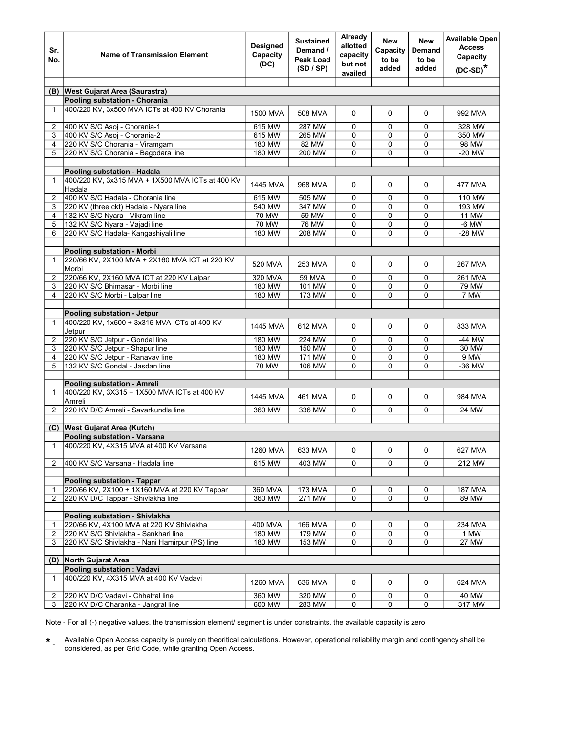| Sr. No. | Name of Transmission Element | Designed Capacity (DC) | Sustained Demand / Peak Load (SD / SP) | Already allotted capacity but not availed | New Capacity to be added | New Demand to be added | Available Open Access Capacity (DC-SD)* |
|---|---|---|---|---|---|---|---|
| | | | | | | | |
| **(B)** | **West Gujarat Area (Saurastra)** | | | | | | |
| | **Pooling substation - Chorania** | | | | | | |
| 1 | 400/220 KV, 3x500 MVA ICTs at 400 KV Chorania | 1500 MVA | 508 MVA | 0 | 0 | 0 | 992 MVA |
| 2 | 400 KV S/C Asoj - Chorania-1 | 615 MW | 287 MW | 0 | 0 | 0 | 328 MW |
| 3 | 400 KV S/C Asoj - Chorania-2 | 615 MW | 265 MW | 0 | 0 | 0 | 350 MW |
| 4 | 220 KV S/C Chorania - Viramgam | 180 MW | 82 MW | 0 | 0 | 0 | 98 MW |
| 5 | 220 KV S/C Chorania - Bagodara line | 180 MW | 200 MW | 0 | 0 | 0 | -20 MW |
| | | | | | | | |
| | **Pooling substation - Hadala** | | | | | | |
| 1 | 400/220 KV, 3x315 MVA + 1X500 MVA ICTs at 400 KV Hadala | 1445 MVA | 968 MVA | 0 | 0 | 0 | 477 MVA |
| 2 | 400 KV S/C Hadala - Chorania line | 615 MW | 505 MW | 0 | 0 | 0 | 110 MW |
| 3 | 220 KV (three ckt) Hadala - Nyara line | 540 MW | 347 MW | 0 | 0 | 0 | 193 MW |
| 4 | 132 KV S/C Nyara - Vikram line | 70 MW | 59 MW | 0 | 0 | 0 | 11 MW |
| 5 | 132 KV S/C Nyara - Vajadi line | 70 MW | 76 MW | 0 | 0 | 0 | -6 MW |
| 6 | 220 KV S/C Hadala- Kangashiyali line | 180 MW | 208 MW | 0 | 0 | 0 | -28 MW |
| | | | | | | | |
| | **Pooling substation - Morbi** | | | | | | |
| 1 | 220/66 KV, 2X100 MVA + 2X160 MVA ICT at 220 KV Morbi | 520 MVA | 253 MVA | 0 | 0 | 0 | 267 MVA |
| 2 | 220/66 KV, 2X160 MVA ICT at 220 KV Lalpar | 320 MVA | 59 MVA | 0 | 0 | 0 | 261 MVA |
| 3 | 220 KV S/C Bhimasar - Morbi line | 180 MW | 101 MW | 0 | 0 | 0 | 79 MW |
| 4 | 220 KV S/C Morbi - Lalpar line | 180 MW | 173 MW | 0 | 0 | 0 | 7 MW |
| | | | | | | | |
| | **Pooling substation - Jetpur** | | | | | | |
| 1 | 400/220 KV, 1x500 + 3x315 MVA ICTs at 400 KV Jetpur | 1445 MVA | 612 MVA | 0 | 0 | 0 | 833 MVA |
| 2 | 220 KV S/C Jetpur - Gondal line | 180 MW | 224 MW | 0 | 0 | 0 | -44 MW |
| 3 | 220 KV S/C Jetpur - Shapur line | 180 MW | 150 MW | 0 | 0 | 0 | 30 MW |
| 4 | 220 KV S/C Jetpur - Ranavav line | 180 MW | 171 MW | 0 | 0 | 0 | 9 MW |
| 5 | 132 KV S/C Gondal - Jasdan line | 70 MW | 106 MW | 0 | 0 | 0 | -36 MW |
| | | | | | | | |
| | **Pooling substation - Amreli** | | | | | | |
| 1 | 400/220 KV, 3X315 + 1X500 MVA ICTs at 400 KV Amreli | 1445 MVA | 461 MVA | 0 | 0 | 0 | 984 MVA |
| 2 | 220 KV D/C Amreli - Savarkundla line | 360 MW | 336 MW | 0 | 0 | 0 | 24 MW |
| | | | | | | | |
| **(C)** | **West Gujarat Area (Kutch)** | | | | | | |
| | **Pooling substation - Varsana** | | | | | | |
| 1 | 400/220 KV, 4X315 MVA at 400 KV Varsana | 1260 MVA | 633 MVA | 0 | 0 | 0 | 627 MVA |
| 2 | 400 KV S/C Varsana - Hadala line | 615 MW | 403 MW | 0 | 0 | 0 | 212 MW |
| | | | | | | | |
| | **Pooling substation - Tappar** | | | | | | |
| 1 | 220/66 KV, 2X100 + 1X160 MVA at 220 KV Tappar | 360 MVA | 173 MVA | 0 | 0 | 0 | 187 MVA |
| 2 | 220 KV D/C Tappar - Shivlakha line | 360 MW | 271 MW | 0 | 0 | 0 | 89 MW |
| | | | | | | | |
| | **Pooling substation - Shivlakha** | | | | | | |
| 1 | 220/66 KV, 4X100 MVA at 220 KV Shivlakha | 400 MVA | 166 MVA | 0 | 0 | 0 | 234 MVA |
| 2 | 220 KV S/C Shivlakha - Sankhari line | 180 MW | 179 MW | 0 | 0 | 0 | 1 MW |
| 3 | 220 KV S/C Shivlakha - Nani Hamirpur (PS) line | 180 MW | 153 MW | 0 | 0 | 0 | 27 MW |
| | | | | | | | |
| **(D)** | **North Gujarat Area** | | | | | | |
| | **Pooling substation : Vadavi** | | | | | | |
| 1 | 400/220 KV, 4X315 MVA at 400 KV Vadavi | 1260 MVA | 636 MVA | 0 | 0 | 0 | 624 MVA |
| 2 | 220 KV D/C Vadavi - Chhatral line | 360 MW | 320 MW | 0 | 0 | 0 | 40 MW |
| 3 | 220 KV D/C Charanka - Jangral line | 600 MW | 283 MW | 0 | 0 | 0 | 317 MW |

Note - For all (-) negative values, the transmission element/ segment is under constraints, the available capacity is zero

\* - Available Open Access capacity is purely on theoritical calculations. However, operational reliability margin and contingency shall be considered, as per Grid Code, while granting Open Access.